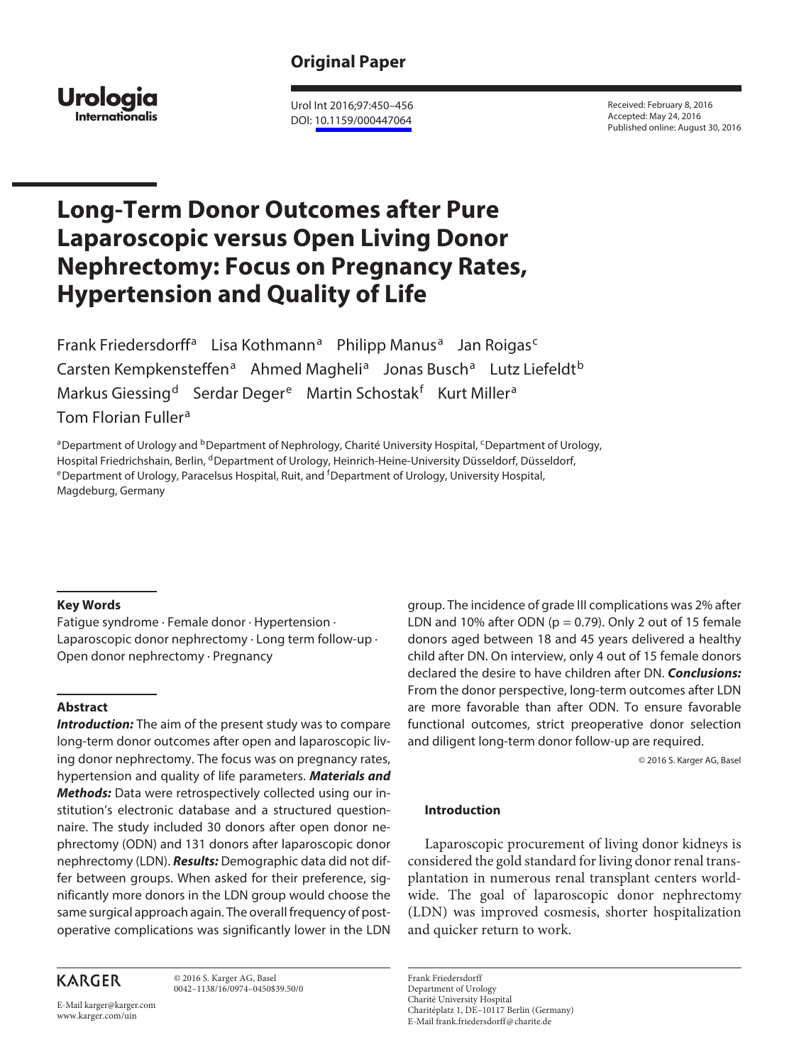Original Paper

Urologia Internationalis

Urol Int 2016;97:450–456
DOI: 10.1159/000447064

Received: February 8, 2016
Accepted: May 24, 2016
Published online: August 30, 2016

# Long-Term Donor Outcomes after Pure Laparoscopic versus Open Living Donor Nephrectomy: Focus on Pregnancy Rates, Hypertension and Quality of Life

Frank Friedersdorff[a] Lisa Kothmann[a] Philipp Manus[a] Jan Roigas[c] Carsten Kempkensteffen[a] Ahmed Magheli[a] Jonas Busch[a] Lutz Liefeldt[b] Markus Giessing[d] Serdar Deger[e] Martin Schostak[f] Kurt Miller[a] Tom Florian Fuller[a]

[a]Department of Urology and [b]Department of Nephrology, Charité University Hospital, [c]Department of Urology, Hospital Friedrichshain, Berlin, [d]Department of Urology, Heinrich-Heine-University Düsseldorf, Düsseldorf, [e]Department of Urology, Paracelsus Hospital, Ruit, and [f]Department of Urology, University Hospital, Magdeburg, Germany

### Key Words

Fatigue syndrome · Female donor · Hypertension · Laparoscopic donor nephrectomy · Long term follow-up · Open donor nephrectomy · Pregnancy

### Abstract

***Introduction:*** The aim of the present study was to compare long-term donor outcomes after open and laparoscopic living donor nephrectomy. The focus was on pregnancy rates, hypertension and quality of life parameters. ***Materials and Methods:*** Data were retrospectively collected using our institution's electronic database and a structured questionnaire. The study included 30 donors after open donor nephrectomy (ODN) and 131 donors after laparoscopic donor nephrectomy (LDN). ***Results:*** Demographic data did not differ between groups. When asked for their preference, significantly more donors in the LDN group would choose the same surgical approach again. The overall frequency of postoperative complications was significantly lower in the LDN group. The incidence of grade III complications was 2% after LDN and 10% after ODN ($p = 0.79$). Only 2 out of 15 female donors aged between 18 and 45 years delivered a healthy child after DN. On interview, only 4 out of 15 female donors declared the desire to have children after DN. ***Conclusions:*** From the donor perspective, long-term outcomes after LDN are more favorable than after ODN. To ensure favorable functional outcomes, strict preoperative donor selection and diligent long-term donor follow-up are required.

© 2016 S. Karger AG, Basel

### Introduction

Laparoscopic procurement of living donor kidneys is considered the gold standard for living donor renal transplantation in numerous renal transplant centers worldwide. The goal of laparoscopic donor nephrectomy (LDN) was improved cosmesis, shorter hospitalization and quicker return to work.

KARGER

© 2016 S. Karger AG, Basel
0042–1138/16/0974–0450$39.50/0

E-Mail karger@karger.com
www.karger.com/uin

Frank Friedersdorff
Department of Urology
Charité University Hospital
Charitéplatz 1, DE–10117 Berlin (Germany)
E-Mail frank.friedersdorff@charite.de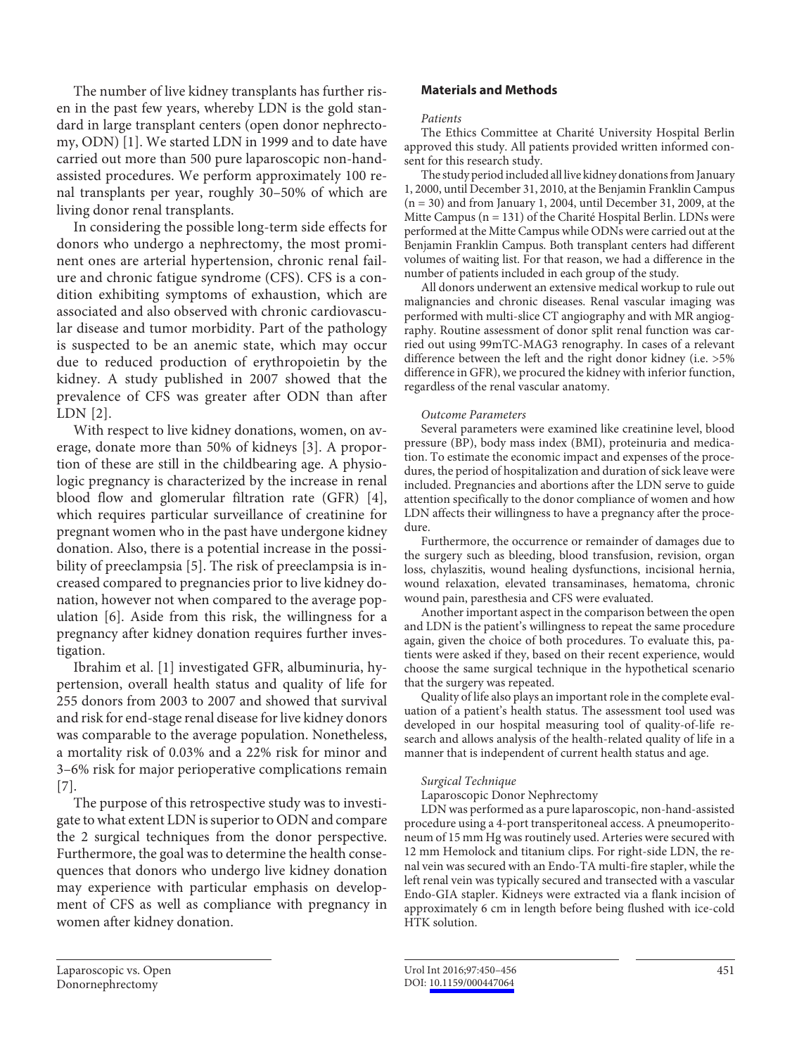The number of live kidney transplants has further risen in the past few years, whereby LDN is the gold standard in large transplant centers (open donor nephrectomy, ODN) [1]. We started LDN in 1999 and to date have carried out more than 500 pure laparoscopic non-hand-assisted procedures. We perform approximately 100 renal transplants per year, roughly 30–50% of which are living donor renal transplants.

In considering the possible long-term side effects for donors who undergo a nephrectomy, the most prominent ones are arterial hypertension, chronic renal failure and chronic fatigue syndrome (CFS). CFS is a condition exhibiting symptoms of exhaustion, which are associated and also observed with chronic cardiovascular disease and tumor morbidity. Part of the pathology is suspected to be an anemic state, which may occur due to reduced production of erythropoietin by the kidney. A study published in 2007 showed that the prevalence of CFS was greater after ODN than after LDN [2].

With respect to live kidney donations, women, on average, donate more than 50% of kidneys [3]. A proportion of these are still in the childbearing age. A physiologic pregnancy is characterized by the increase in renal blood flow and glomerular filtration rate (GFR) [4], which requires particular surveillance of creatinine for pregnant women who in the past have undergone kidney donation. Also, there is a potential increase in the possibility of preeclampsia [5]. The risk of preeclampsia is increased compared to pregnancies prior to live kidney donation, however not when compared to the average population [6]. Aside from this risk, the willingness for a pregnancy after kidney donation requires further investigation.

Ibrahim et al. [1] investigated GFR, albuminuria, hypertension, overall health status and quality of life for 255 donors from 2003 to 2007 and showed that survival and risk for end-stage renal disease for live kidney donors was comparable to the average population. Nonetheless, a mortality risk of 0.03% and a 22% risk for minor and 3–6% risk for major perioperative complications remain [7].

The purpose of this retrospective study was to investigate to what extent LDN is superior to ODN and compare the 2 surgical techniques from the donor perspective. Furthermore, the goal was to determine the health consequences that donors who undergo live kidney donation may experience with particular emphasis on development of CFS as well as compliance with pregnancy in women after kidney donation.

## Materials and Methods

*Patients*

The Ethics Committee at Charité University Hospital Berlin approved this study. All patients provided written informed consent for this research study.

The study period included all live kidney donations from January 1, 2000, until December 31, 2010, at the Benjamin Franklin Campus (n = 30) and from January 1, 2004, until December 31, 2009, at the Mitte Campus (n = 131) of the Charité Hospital Berlin. LDNs were performed at the Mitte Campus while ODNs were carried out at the Benjamin Franklin Campus. Both transplant centers had different volumes of waiting list. For that reason, we had a difference in the number of patients included in each group of the study.

All donors underwent an extensive medical workup to rule out malignancies and chronic diseases. Renal vascular imaging was performed with multi-slice CT angiography and with MR angiography. Routine assessment of donor split renal function was carried out using 99mTC-MAG3 renography. In cases of a relevant difference between the left and the right donor kidney (i.e. >5% difference in GFR), we procured the kidney with inferior function, regardless of the renal vascular anatomy.

*Outcome Parameters*

Several parameters were examined like creatinine level, blood pressure (BP), body mass index (BMI), proteinuria and medication. To estimate the economic impact and expenses of the procedures, the period of hospitalization and duration of sick leave were included. Pregnancies and abortions after the LDN serve to guide attention specifically to the donor compliance of women and how LDN affects their willingness to have a pregnancy after the procedure.

Furthermore, the occurrence or remainder of damages due to the surgery such as bleeding, blood transfusion, revision, organ loss, chylaszitis, wound healing dysfunctions, incisional hernia, wound relaxation, elevated transaminases, hematoma, chronic wound pain, paresthesia and CFS were evaluated.

Another important aspect in the comparison between the open and LDN is the patient's willingness to repeat the same procedure again, given the choice of both procedures. To evaluate this, patients were asked if they, based on their recent experience, would choose the same surgical technique in the hypothetical scenario that the surgery was repeated.

Quality of life also plays an important role in the complete evaluation of a patient's health status. The assessment tool used was developed in our hospital measuring tool of quality-of-life research and allows analysis of the health-related quality of life in a manner that is independent of current health status and age.

*Surgical Technique*

Laparoscopic Donor Nephrectomy

LDN was performed as a pure laparoscopic, non-hand-assisted procedure using a 4-port transperitoneal access. A pneumoperitoneum of 15 mm Hg was routinely used. Arteries were secured with 12 mm Hemolock and titanium clips. For right-side LDN, the renal vein was secured with an Endo-TA multi-fire stapler, while the left renal vein was typically secured and transected with a vascular Endo-GIA stapler. Kidneys were extracted via a flank incision of approximately 6 cm in length before being flushed with ice-cold HTK solution.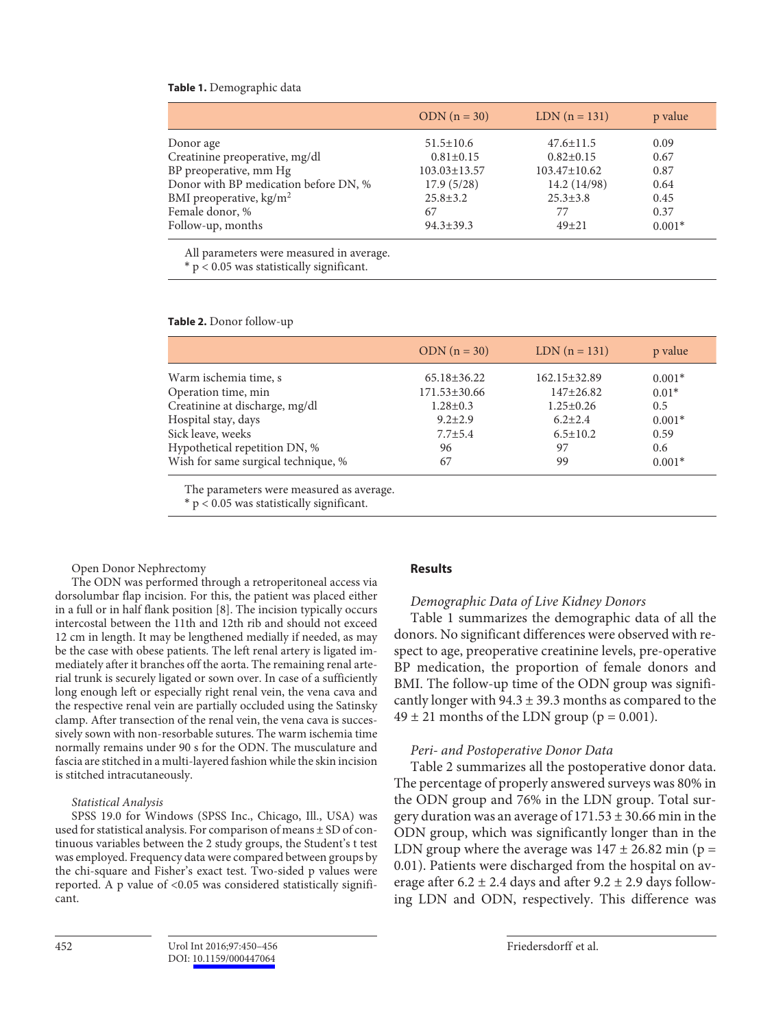**Table 1.** Demographic data

| | ODN (n = 30) | LDN (n = 131) | p value |
|---|---|---|---|
| Donor age | 51.5±10.6 | 47.6±11.5 | 0.09 |
| Creatinine preoperative, mg/dl | 0.81±0.15 | 0.82±0.15 | 0.67 |
| BP preoperative, mm Hg | 103.03±13.57 | 103.47±10.62 | 0.87 |
| Donor with BP medication before DN, % | 17.9 (5/28) | 14.2 (14/98) | 0.64 |
| BMI preoperative, kg/m$^2$ | 25.8±3.2 | 25.3±3.8 | 0.45 |
| Female donor, % | 67 | 77 | 0.37 |
| Follow-up, months | 94.3±39.3 | 49±21 | 0.001* |

All parameters were measured in average.
* $p < 0.05$ was statistically significant.

**Table 2.** Donor follow-up

| | ODN (n = 30) | LDN (n = 131) | p value |
|---|---|---|---|
| Warm ischemia time, s | 65.18±36.22 | 162.15±32.89 | 0.001* |
| Operation time, min | 171.53±30.66 | 147±26.82 | 0.01* |
| Creatinine at discharge, mg/dl | 1.28±0.3 | 1.25±0.26 | 0.5 |
| Hospital stay, days | 9.2±2.9 | 6.2±2.4 | 0.001* |
| Sick leave, weeks | 7.7±5.4 | 6.5±10.2 | 0.59 |
| Hypothetical repetition DN, % | 96 | 97 | 0.6 |
| Wish for same surgical technique, % | 67 | 99 | 0.001* |

The parameters were measured as average.
* $p < 0.05$ was statistically significant.

Open Donor Nephrectomy

The ODN was performed through a retroperitoneal access via dorsolumbar flap incision. For this, the patient was placed either in a full or in half flank position [8]. The incision typically occurs intercostal between the 11th and 12th rib and should not exceed 12 cm in length. It may be lengthened medially if needed, as may be the case with obese patients. The left renal artery is ligated immediately after it branches off the aorta. The remaining renal arterial trunk is securely ligated or sown over. In case of a sufficiently long enough left or especially right renal vein, the vena cava and the respective renal vein are partially occluded using the Satinsky clamp. After transection of the renal vein, the vena cava is successively sown with non-resorbable sutures. The warm ischemia time normally remains under 90 s for the ODN. The musculature and fascia are stitched in a multi-layered fashion while the skin incision is stitched intracutaneously.

*Statistical Analysis*

SPSS 19.0 for Windows (SPSS Inc., Chicago, Ill., USA) was used for statistical analysis. For comparison of means ± SD of continuous variables between the 2 study groups, the Student's t test was employed. Frequency data were compared between groups by the chi-square and Fisher's exact test. Two-sided p values were reported. A p value of <0.05 was considered statistically significant.

## Results

*Demographic Data of Live Kidney Donors*

Table 1 summarizes the demographic data of all the donors. No significant differences were observed with respect to age, preoperative creatinine levels, pre-operative BP medication, the proportion of female donors and BMI. The follow-up time of the ODN group was significantly longer with 94.3 ± 39.3 months as compared to the 49 ± 21 months of the LDN group ($p = 0.001$).

*Peri- and Postoperative Donor Data*

Table 2 summarizes all the postoperative donor data. The percentage of properly answered surveys was 80% in the ODN group and 76% in the LDN group. Total surgery duration was an average of 171.53 ± 30.66 min in the ODN group, which was significantly longer than in the LDN group where the average was 147 ± 26.82 min ($p = 0.01$). Patients were discharged from the hospital on average after 6.2 ± 2.4 days and after 9.2 ± 2.9 days following LDN and ODN, respectively. This difference was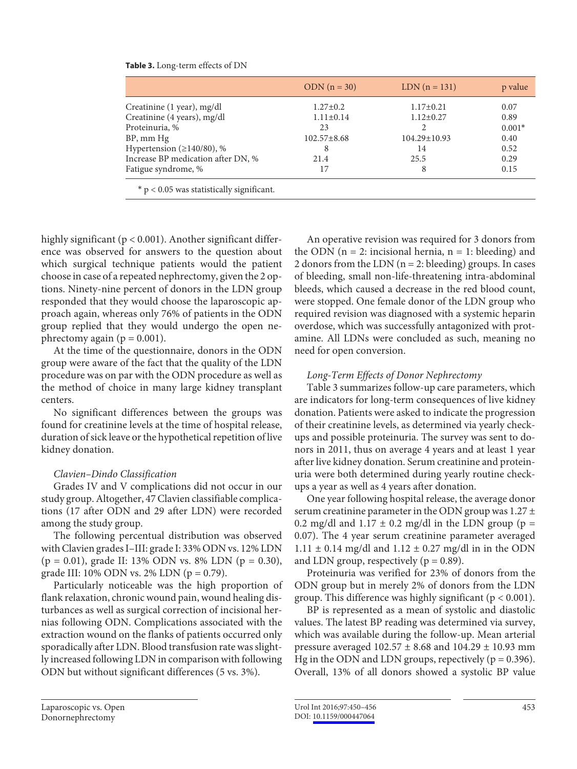**Table 3.** Long-term effects of DN

| | ODN (n = 30) | LDN (n = 131) | p value |
|---|---|---|---|
| Creatinine (1 year), mg/dl | 1.27±0.2 | 1.17±0.21 | 0.07 |
| Creatinine (4 years), mg/dl | 1.11±0.14 | 1.12±0.27 | 0.89 |
| Proteinuria, % | 23 | 2 | 0.001* |
| BP, mm Hg | 102.57±8.68 | 104.29±10.93 | 0.40 |
| Hypertension (≥140/80), % | 8 | 14 | 0.52 |
| Increase BP medication after DN, % | 21.4 | 25.5 | 0.29 |
| Fatigue syndrome, % | 17 | 8 | 0.15 |

* $p < 0.05$ was statistically significant.

highly significant ($p < 0.001$). Another significant difference was observed for answers to the question about which surgical technique patients would the patient choose in case of a repeated nephrectomy, given the 2 options. Ninety-nine percent of donors in the LDN group responded that they would choose the laparoscopic approach again, whereas only 76% of patients in the ODN group replied that they would undergo the open nephrectomy again ($p = 0.001$).

At the time of the questionnaire, donors in the ODN group were aware of the fact that the quality of the LDN procedure was on par with the ODN procedure as well as the method of choice in many large kidney transplant centers.

No significant differences between the groups was found for creatinine levels at the time of hospital release, duration of sick leave or the hypothetical repetition of live kidney donation.

*Clavien–Dindo Classification*

Grades IV and V complications did not occur in our study group. Altogether, 47 Clavien classifiable complications (17 after ODN and 29 after LDN) were recorded among the study group.

The following percentual distribution was observed with Clavien grades I–III: grade I: 33% ODN vs. 12% LDN ($p = 0.01$), grade II: 13% ODN vs. 8% LDN ($p = 0.30$), grade III: 10% ODN vs. 2% LDN ($p = 0.79$).

Particularly noticeable was the high proportion of flank relaxation, chronic wound pain, wound healing disturbances as well as surgical correction of incisional hernias following ODN. Complications associated with the extraction wound on the flanks of patients occurred only sporadically after LDN. Blood transfusion rate was slightly increased following LDN in comparison with following ODN but without significant differences (5 vs. 3%).

An operative revision was required for 3 donors from the ODN (n = 2: incisional hernia, n = 1: bleeding) and 2 donors from the LDN (n = 2: bleeding) groups. In cases of bleeding, small non-life-threatening intra-abdominal bleeds, which caused a decrease in the red blood count, were stopped. One female donor of the LDN group who required revision was diagnosed with a systemic heparin overdose, which was successfully antagonized with protamine. All LDNs were concluded as such, meaning no need for open conversion.

*Long-Term Effects of Donor Nephrectomy*

Table 3 summarizes follow-up care parameters, which are indicators for long-term consequences of live kidney donation. Patients were asked to indicate the progression of their creatinine levels, as determined via yearly checkups and possible proteinuria. The survey was sent to donors in 2011, thus on average 4 years and at least 1 year after live kidney donation. Serum creatinine and proteinuria were both determined during yearly routine checkups a year as well as 4 years after donation.

One year following hospital release, the average donor serum creatinine parameter in the ODN group was 1.27 ± 0.2 mg/dl and 1.17 ± 0.2 mg/dl in the LDN group ($p = 0.07$). The 4 year serum creatinine parameter averaged 1.11 ± 0.14 mg/dl and 1.12 ± 0.27 mg/dl in in the ODN and LDN group, respectively ($p = 0.89$).

Proteinuria was verified for 23% of donors from the ODN group but in merely 2% of donors from the LDN group. This difference was highly significant ($p < 0.001$).

BP is represented as a mean of systolic and diastolic values. The latest BP reading was determined via survey, which was available during the follow-up. Mean arterial pressure averaged 102.57 ± 8.68 and 104.29 ± 10.93 mm Hg in the ODN and LDN groups, repectively ($p = 0.396$). Overall, 13% of all donors showed a systolic BP value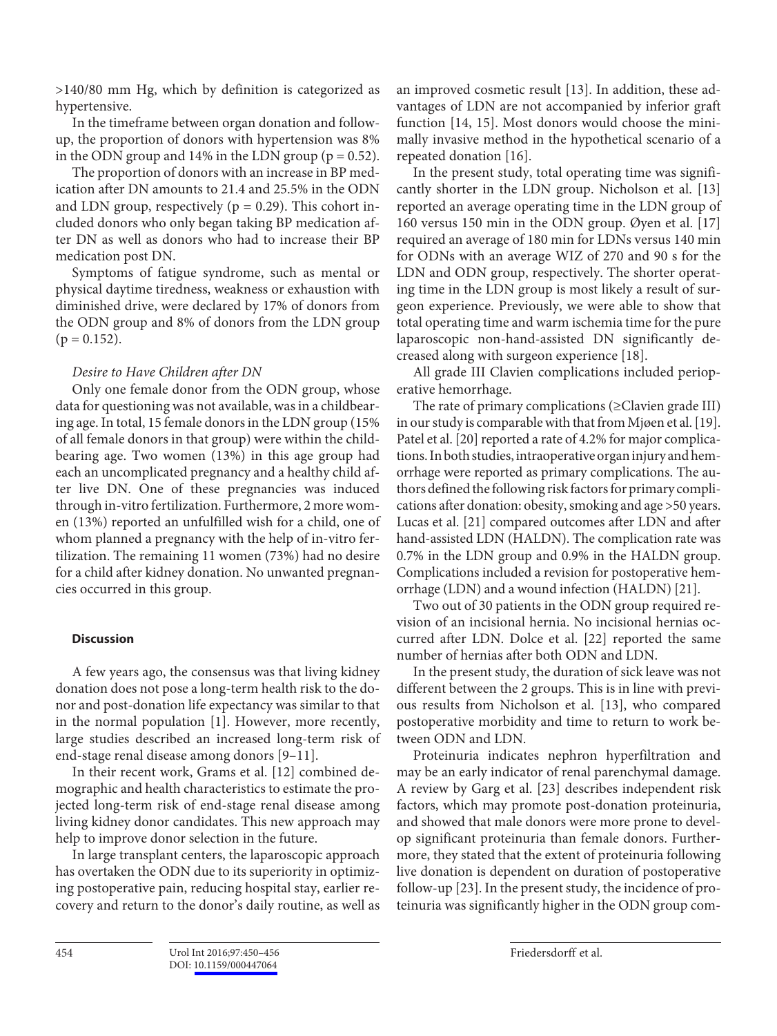>140/80 mm Hg, which by definition is categorized as hypertensive.

In the timeframe between organ donation and follow-up, the proportion of donors with hypertension was 8% in the ODN group and 14% in the LDN group ($p = 0.52$).

The proportion of donors with an increase in BP medication after DN amounts to 21.4 and 25.5% in the ODN and LDN group, respectively ($p = 0.29$). This cohort included donors who only began taking BP medication after DN as well as donors who had to increase their BP medication post DN.

Symptoms of fatigue syndrome, such as mental or physical daytime tiredness, weakness or exhaustion with diminished drive, were declared by 17% of donors from the ODN group and 8% of donors from the LDN group ($p = 0.152$).

*Desire to Have Children after DN*

Only one female donor from the ODN group, whose data for questioning was not available, was in a childbearing age. In total, 15 female donors in the LDN group (15% of all female donors in that group) were within the childbearing age. Two women (13%) in this age group had each an uncomplicated pregnancy and a healthy child after live DN. One of these pregnancies was induced through in-vitro fertilization. Furthermore, 2 more women (13%) reported an unfulfilled wish for a child, one of whom planned a pregnancy with the help of in-vitro fertilization. The remaining 11 women (73%) had no desire for a child after kidney donation. No unwanted pregnancies occurred in this group.

## Discussion

A few years ago, the consensus was that living kidney donation does not pose a long-term health risk to the donor and post-donation life expectancy was similar to that in the normal population [1]. However, more recently, large studies described an increased long-term risk of end-stage renal disease among donors [9–11].

In their recent work, Grams et al. [12] combined demographic and health characteristics to estimate the projected long-term risk of end-stage renal disease among living kidney donor candidates. This new approach may help to improve donor selection in the future.

In large transplant centers, the laparoscopic approach has overtaken the ODN due to its superiority in optimizing postoperative pain, reducing hospital stay, earlier recovery and return to the donor's daily routine, as well as an improved cosmetic result [13]. In addition, these advantages of LDN are not accompanied by inferior graft function [14, 15]. Most donors would choose the minimally invasive method in the hypothetical scenario of a repeated donation [16].

In the present study, total operating time was significantly shorter in the LDN group. Nicholson et al. [13] reported an average operating time in the LDN group of 160 versus 150 min in the ODN group. Øyen et al. [17] required an average of 180 min for LDNs versus 140 min for ODNs with an average WIZ of 270 and 90 s for the LDN and ODN group, respectively. The shorter operating time in the LDN group is most likely a result of surgeon experience. Previously, we were able to show that total operating time and warm ischemia time for the pure laparoscopic non-hand-assisted DN significantly decreased along with surgeon experience [18].

All grade III Clavien complications included perioperative hemorrhage.

The rate of primary complications (≥Clavien grade III) in our study is comparable with that from Mjøen et al. [19]. Patel et al. [20] reported a rate of 4.2% for major complications. In both studies, intraoperative organ injury and hemorrhage were reported as primary complications. The authors defined the following risk factors for primary complications after donation: obesity, smoking and age >50 years. Lucas et al. [21] compared outcomes after LDN and after hand-assisted LDN (HALDN). The complication rate was 0.7% in the LDN group and 0.9% in the HALDN group. Complications included a revision for postoperative hemorrhage (LDN) and a wound infection (HALDN) [21].

Two out of 30 patients in the ODN group required revision of an incisional hernia. No incisional hernias occurred after LDN. Dolce et al. [22] reported the same number of hernias after both ODN and LDN.

In the present study, the duration of sick leave was not different between the 2 groups. This is in line with previous results from Nicholson et al. [13], who compared postoperative morbidity and time to return to work between ODN and LDN.

Proteinuria indicates nephron hyperfiltration and may be an early indicator of renal parenchymal damage. A review by Garg et al. [23] describes independent risk factors, which may promote post-donation proteinuria, and showed that male donors were more prone to develop significant proteinuria than female donors. Furthermore, they stated that the extent of proteinuria following live donation is dependent on duration of postoperative follow-up [23]. In the present study, the incidence of proteinuria was significantly higher in the ODN group com-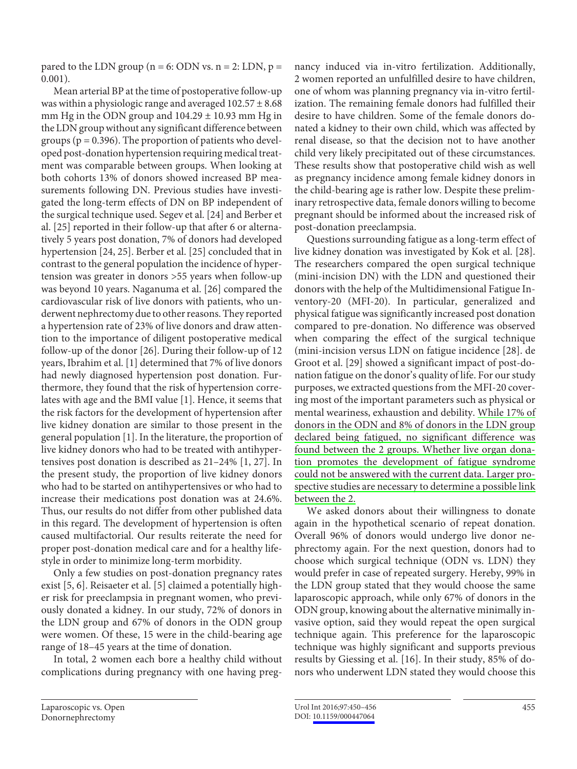pared to the LDN group (n = 6: ODN vs. n = 2: LDN, p = 0.001).

Mean arterial BP at the time of postoperative follow-up was within a physiologic range and averaged 102.57 ± 8.68 mm Hg in the ODN group and 104.29 ± 10.93 mm Hg in the LDN group without any significant difference between groups (p = 0.396). The proportion of patients who developed post-donation hypertension requiring medical treatment was comparable between groups. When looking at both cohorts 13% of donors showed increased BP measurements following DN. Previous studies have investigated the long-term effects of DN on BP independent of the surgical technique used. Segev et al. [24] and Berber et al. [25] reported in their follow-up that after 6 or alternatively 5 years post donation, 7% of donors had developed hypertension [24, 25]. Berber et al. [25] concluded that in contrast to the general population the incidence of hypertension was greater in donors >55 years when follow-up was beyond 10 years. Naganuma et al. [26] compared the cardiovascular risk of live donors with patients, who underwent nephrectomy due to other reasons. They reported a hypertension rate of 23% of live donors and draw attention to the importance of diligent postoperative medical follow-up of the donor [26]. During their follow-up of 12 years, Ibrahim et al. [1] determined that 7% of live donors had newly diagnosed hypertension post donation. Furthermore, they found that the risk of hypertension correlates with age and the BMI value [1]. Hence, it seems that the risk factors for the development of hypertension after live kidney donation are similar to those present in the general population [1]. In the literature, the proportion of live kidney donors who had to be treated with antihypertensives post donation is described as 21–24% [1, 27]. In the present study, the proportion of live kidney donors who had to be started on antihypertensives or who had to increase their medications post donation was at 24.6%. Thus, our results do not differ from other published data in this regard. The development of hypertension is often caused multifactorial. Our results reiterate the need for proper post-donation medical care and for a healthy lifestyle in order to minimize long-term morbidity.

Only a few studies on post-donation pregnancy rates exist [5, 6]. Reisaeter et al. [5] claimed a potentially higher risk for preeclampsia in pregnant women, who previously donated a kidney. In our study, 72% of donors in the LDN group and 67% of donors in the ODN group were women. Of these, 15 were in the child-bearing age range of 18–45 years at the time of donation.

In total, 2 women each bore a healthy child without complications during pregnancy with one having pregnancy induced via in-vitro fertilization. Additionally, 2 women reported an unfulfilled desire to have children, one of whom was planning pregnancy via in-vitro fertilization. The remaining female donors had fulfilled their desire to have children. Some of the female donors donated a kidney to their own child, which was affected by renal disease, so that the decision not to have another child very likely precipitated out of these circumstances. These results show that postoperative child wish as well as pregnancy incidence among female kidney donors in the child-bearing age is rather low. Despite these preliminary retrospective data, female donors willing to become pregnant should be informed about the increased risk of post-donation preeclampsia.

Questions surrounding fatigue as a long-term effect of live kidney donation was investigated by Kok et al. [28]. The researchers compared the open surgical technique (mini-incision DN) with the LDN and questioned their donors with the help of the Multidimensional Fatigue Inventory-20 (MFI-20). In particular, generalized and physical fatigue was significantly increased post donation compared to pre-donation. No difference was observed when comparing the effect of the surgical technique (mini-incision versus LDN on fatigue incidence [28]. de Groot et al. [29] showed a significant impact of post-donation fatigue on the donor's quality of life. For our study purposes, we extracted questions from the MFI-20 covering most of the important parameters such as physical or mental weariness, exhaustion and debility. While 17% of donors in the ODN and 8% of donors in the LDN group declared being fatigued, no significant difference was found between the 2 groups. Whether live organ donation promotes the development of fatigue syndrome could not be answered with the current data. Larger prospective studies are necessary to determine a possible link between the 2.

We asked donors about their willingness to donate again in the hypothetical scenario of repeat donation. Overall 96% of donors would undergo live donor nephrectomy again. For the next question, donors had to choose which surgical technique (ODN vs. LDN) they would prefer in case of repeated surgery. Hereby, 99% in the LDN group stated that they would choose the same laparoscopic approach, while only 67% of donors in the ODN group, knowing about the alternative minimally invasive option, said they would repeat the open surgical technique again. This preference for the laparoscopic technique was highly significant and supports previous results by Giessing et al. [16]. In their study, 85% of donors who underwent LDN stated they would choose this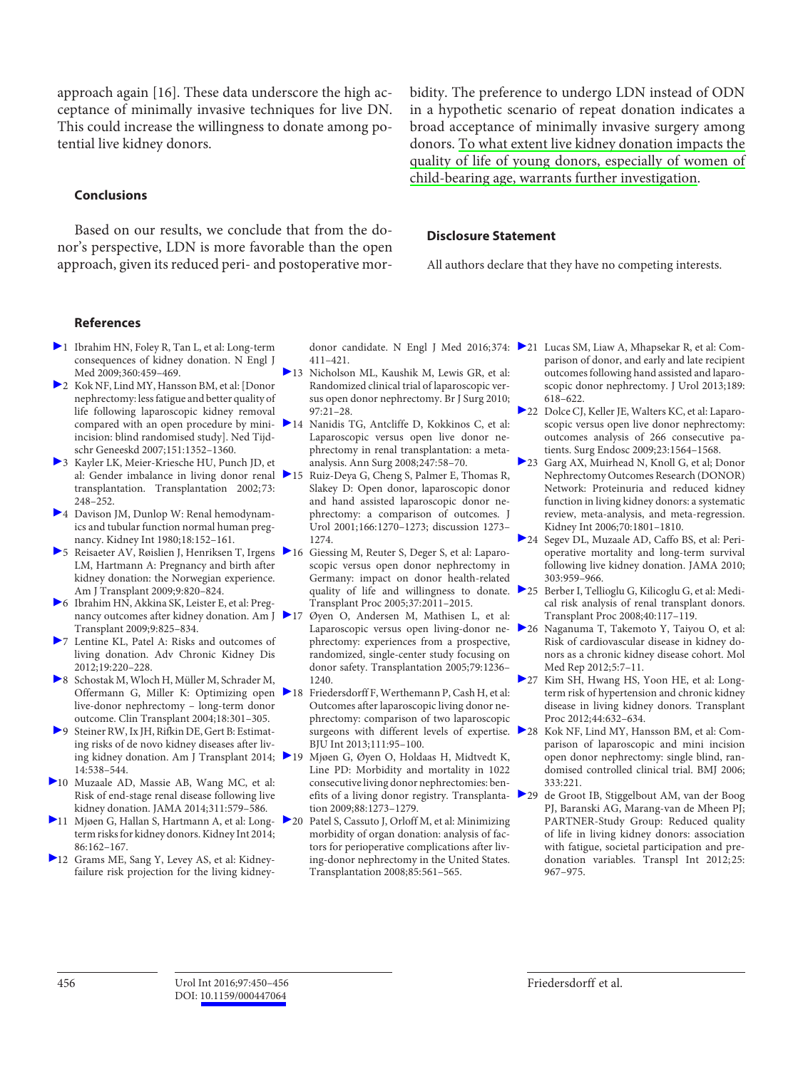approach again [16]. These data underscore the high acceptance of minimally invasive techniques for live DN. This could increase the willingness to donate among potential live kidney donors.

## Conclusions

Based on our results, we conclude that from the donor's perspective, LDN is more favorable than the open approach, given its reduced peri- and postoperative morbidity. The preference to undergo LDN instead of ODN in a hypothetic scenario of repeat donation indicates a broad acceptance of minimally invasive surgery among donors. To what extent live kidney donation impacts the quality of life of young donors, especially of women of child-bearing age, warrants further investigation.

## Disclosure Statement

All authors declare that they have no competing interests.

## References

1. Ibrahim HN, Foley R, Tan L, et al: Long-term consequences of kidney donation. N Engl J Med 2009;360:459–469.
2. Kok NF, Lind MY, Hansson BM, et al: [Donor nephrectomy: less fatigue and better quality of life following laparoscopic kidney removal compared with an open procedure by mini-incision: blind randomised study]. Ned Tijdschr Geneeskd 2007;151:1352–1360.
3. Kayler LK, Meier-Kriesche HU, Punch JD, et al: Gender imbalance in living donor renal transplantation. Transplantation 2002;73:248–252.
4. Davison JM, Dunlop W: Renal hemodynamics and tubular function normal human pregnancy. Kidney Int 1980;18:152–161.
5. Reisaeter AV, Røislien J, Henriksen T, Irgens LM, Hartmann A: Pregnancy and birth after kidney donation: the Norwegian experience. Am J Transplant 2009;9:820–824.
6. Ibrahim HN, Akkina SK, Leister E, et al: Pregnancy outcomes after kidney donation. Am J Transplant 2009;9:825–834.
7. Lentine KL, Patel A: Risks and outcomes of living donation. Adv Chronic Kidney Dis 2012;19:220–228.
8. Schostak M, Wloch H, Müller M, Schrader M, Offermann G, Miller K: Optimizing open live-donor nephrectomy – long-term donor outcome. Clin Transplant 2004;18:301–305.
9. Steiner RW, Ix JH, Rifkin DE, Gert B: Estimating risks of de novo kidney diseases after living kidney donation. Am J Transplant 2014;14:538–544.
10. Muzaale AD, Massie AB, Wang MC, et al: Risk of end-stage renal disease following live kidney donation. JAMA 2014;311:579–586.
11. Mjøen G, Hallan S, Hartmann A, et al: Long-term risks for kidney donors. Kidney Int 2014;86:162–167.
12. Grams ME, Sang Y, Levey AS, et al: Kidney-failure risk projection for the living kidney-donor candidate. N Engl J Med 2016;374:411–421.
13. Nicholson ML, Kaushik M, Lewis GR, et al: Randomized clinical trial of laparoscopic versus open donor nephrectomy. Br J Surg 2010;97:21–28.
14. Nanidis TG, Antcliffe D, Kokkinos C, et al: Laparoscopic versus open live donor nephrectomy in renal transplantation: a meta-analysis. Ann Surg 2008;247:58–70.
15. Ruiz-Deya G, Cheng S, Palmer E, Thomas R, Slakey D: Open donor, laparoscopic donor and hand assisted laparoscopic donor nephrectomy: a comparison of outcomes. J Urol 2001;166:1270–1273; discussion 1273–1274.
16. Giessing M, Reuter S, Deger S, et al: Laparoscopic versus open donor nephrectomy in Germany: impact on donor health-related quality of life and willingness to donate. Transplant Proc 2005;37:2011–2015.
17. Øyen O, Andersen M, Mathisen L, et al: Laparoscopic versus open living-donor nephrectomy: experiences from a prospective, randomized, single-center study focusing on donor safety. Transplantation 2005;79:1236–1240.
18. Friedersdorff F, Werthemann P, Cash H, et al: Outcomes after laparoscopic living donor nephrectomy: comparison of two laparoscopic surgeons with different levels of expertise. BJU Int 2013;111:95–100.
19. Mjøen G, Øyen O, Holdaas H, Midtvedt K, Line PD: Morbidity and mortality in 1022 consecutive living donor nephrectomies: benefits of a living donor registry. Transplantation 2009;88:1273–1279.
20. Patel S, Cassuto J, Orloff M, et al: Minimizing morbidity of organ donation: analysis of factors for perioperative complications after living-donor nephrectomy in the United States. Transplantation 2008;85:561–565.
21. Lucas SM, Liaw A, Mhapsekar R, et al: Comparison of donor, and early and late recipient outcomes following hand assisted and laparoscopic donor nephrectomy. J Urol 2013;189:618–622.
22. Dolce CJ, Keller JE, Walters KC, et al: Laparoscopic versus open live donor nephrectomy: outcomes analysis of 266 consecutive patients. Surg Endosc 2009;23:1564–1568.
23. Garg AX, Muirhead N, Knoll G, et al; Donor Nephrectomy Outcomes Research (DONOR) Network: Proteinuria and reduced kidney function in living kidney donors: a systematic review, meta-analysis, and meta-regression. Kidney Int 2006;70:1801–1810.
24. Segev DL, Muzaale AD, Caffo BS, et al: Perioperative mortality and long-term survival following live kidney donation. JAMA 2010;303:959–966.
25. Berber I, Tellioglu G, Kilicoglu G, et al: Medical risk analysis of renal transplant donors. Transplant Proc 2008;40:117–119.
26. Naganuma T, Takemoto Y, Taiyou O, et al: Risk of cardiovascular disease in kidney donors as a chronic kidney disease cohort. Mol Med Rep 2012;5:7–11.
27. Kim SH, Hwang HS, Yoon HE, et al: Long-term risk of hypertension and chronic kidney disease in living kidney donors. Transplant Proc 2012;44:632–634.
28. Kok NF, Lind MY, Hansson BM, et al: Comparison of laparoscopic and mini incision open donor nephrectomy: single blind, randomised controlled clinical trial. BMJ 2006;333:221.
29. de Groot IB, Stiggelbout AM, van der Boog PJ, Baranski AG, Marang-van de Mheen PJ; PARTNER-Study Group: Reduced quality of life in living kidney donors: association with fatigue, societal participation and pre-donation variables. Transpl Int 2012;25:967–975.